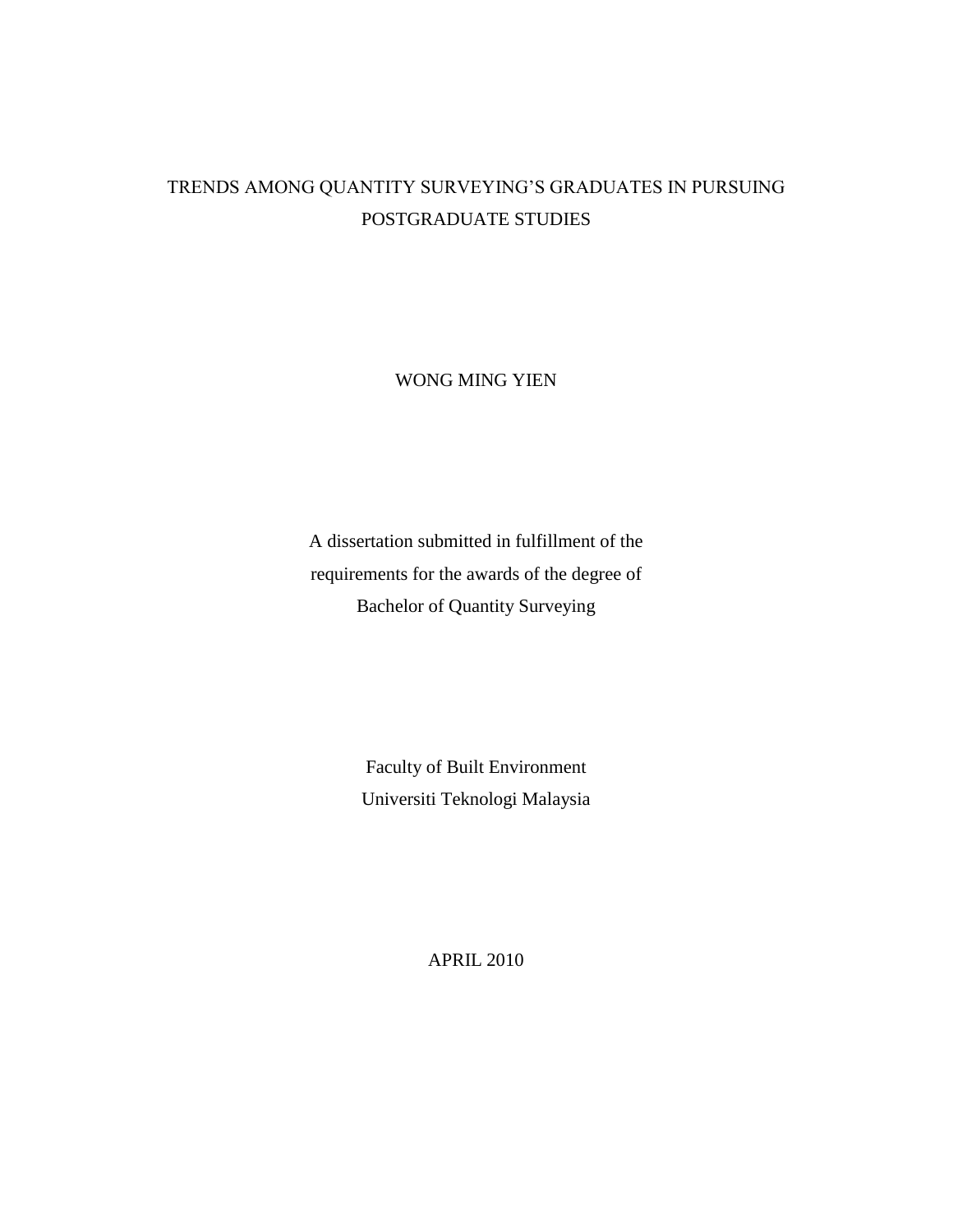# TRENDS AMONG QUANTITY SURVEYING'S GRADUATES IN PURSUING POSTGRADUATE STUDIES

WONG MING YIEN

A dissertation submitted in fulfillment of the requirements for the awards of the degree of Bachelor of Quantity Surveying

Faculty of Built Environment
Universiti Teknologi Malaysia

APRIL 2010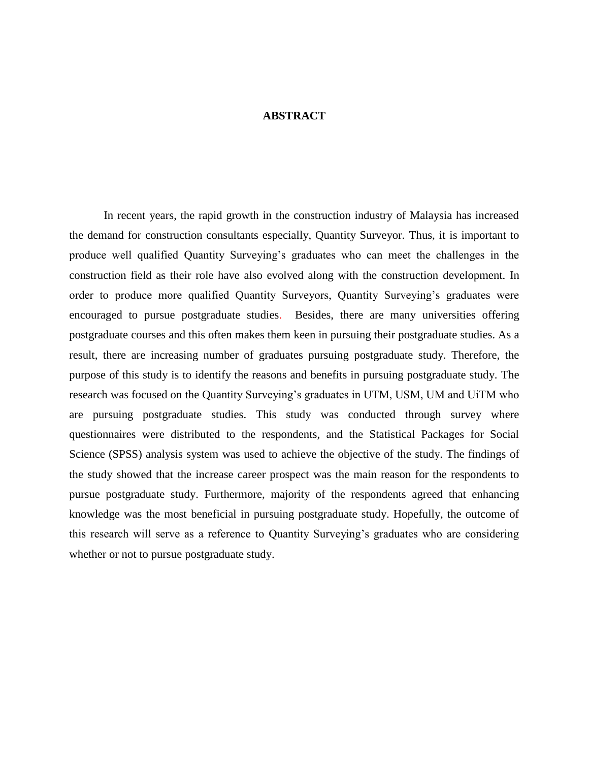# ABSTRACT

In recent years, the rapid growth in the construction industry of Malaysia has increased the demand for construction consultants especially, Quantity Surveyor. Thus, it is important to produce well qualified Quantity Surveying's graduates who can meet the challenges in the construction field as their role have also evolved along with the construction development. In order to produce more qualified Quantity Surveyors, Quantity Surveying's graduates were encouraged to pursue postgraduate studies. Besides, there are many universities offering postgraduate courses and this often makes them keen in pursuing their postgraduate studies. As a result, there are increasing number of graduates pursuing postgraduate study. Therefore, the purpose of this study is to identify the reasons and benefits in pursuing postgraduate study. The research was focused on the Quantity Surveying's graduates in UTM, USM, UM and UiTM who are pursuing postgraduate studies. This study was conducted through survey where questionnaires were distributed to the respondents, and the Statistical Packages for Social Science (SPSS) analysis system was used to achieve the objective of the study. The findings of the study showed that the increase career prospect was the main reason for the respondents to pursue postgraduate study. Furthermore, majority of the respondents agreed that enhancing knowledge was the most beneficial in pursuing postgraduate study. Hopefully, the outcome of this research will serve as a reference to Quantity Surveying's graduates who are considering whether or not to pursue postgraduate study.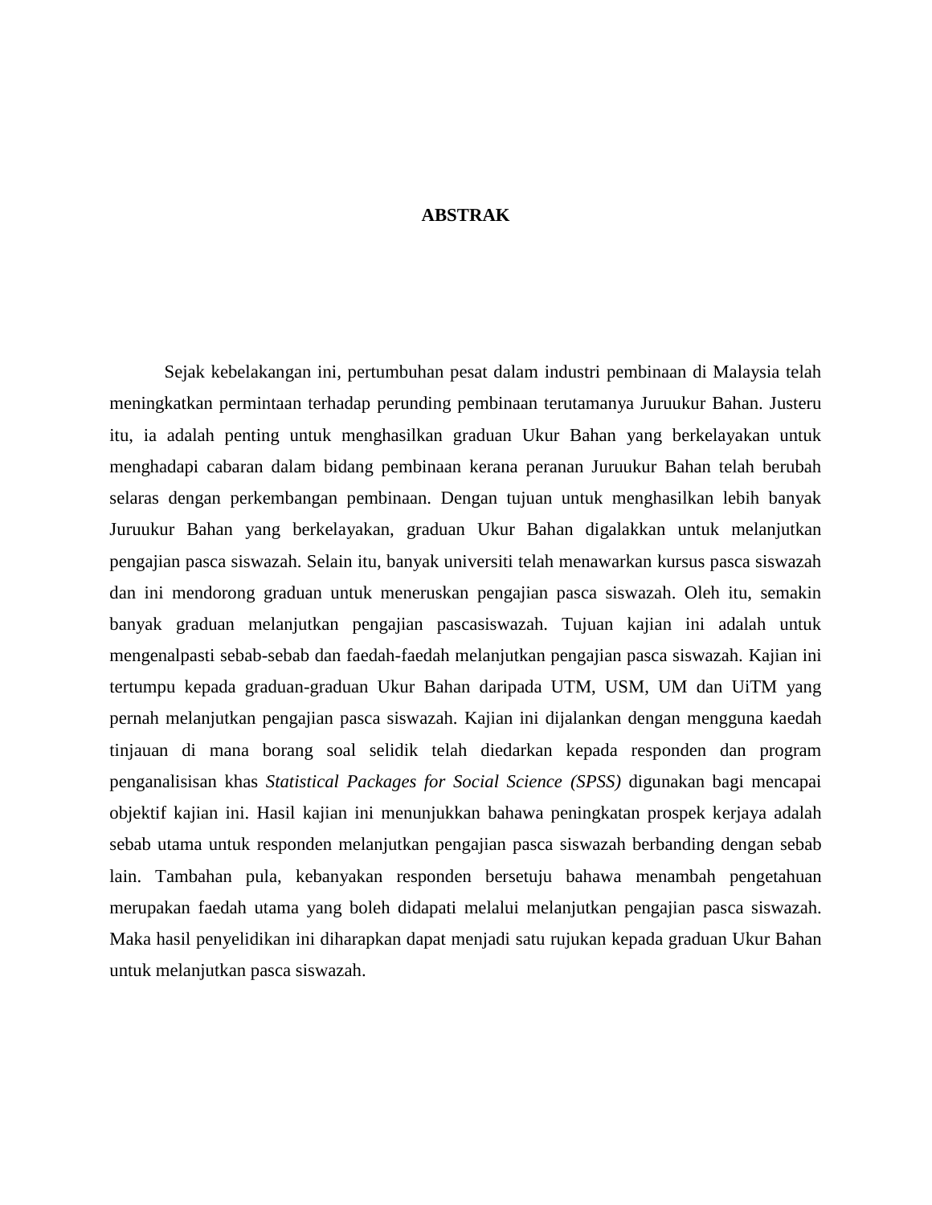# ABSTRAK

Sejak kebelakangan ini, pertumbuhan pesat dalam industri pembinaan di Malaysia telah meningkatkan permintaan terhadap perunding pembinaan terutamanya Juruukur Bahan. Justeru itu, ia adalah penting untuk menghasilkan graduan Ukur Bahan yang berkelayakan untuk menghadapi cabaran dalam bidang pembinaan kerana peranan Juruukur Bahan telah berubah selaras dengan perkembangan pembinaan. Dengan tujuan untuk menghasilkan lebih banyak Juruukur Bahan yang berkelayakan, graduan Ukur Bahan digalakkan untuk melanjutkan pengajian pasca siswazah. Selain itu, banyak universiti telah menawarkan kursus pasca siswazah dan ini mendorong graduan untuk meneruskan pengajian pasca siswazah. Oleh itu, semakin banyak graduan melanjutkan pengajian pascasiswazah. Tujuan kajian ini adalah untuk mengenalpasti sebab-sebab dan faedah-faedah melanjutkan pengajian pasca siswazah. Kajian ini tertumpu kepada graduan-graduan Ukur Bahan daripada UTM, USM, UM dan UiTM yang pernah melanjutkan pengajian pasca siswazah. Kajian ini dijalankan dengan mengguna kaedah tinjauan di mana borang soal selidik telah diedarkan kepada responden dan program penganalisisan khas *Statistical Packages for Social Science (SPSS)* digunakan bagi mencapai objektif kajian ini. Hasil kajian ini menunjukkan bahawa peningkatan prospek kerjaya adalah sebab utama untuk responden melanjutkan pengajian pasca siswazah berbanding dengan sebab lain. Tambahan pula, kebanyakan responden bersetuju bahawa menambah pengetahuan merupakan faedah utama yang boleh didapati melalui melanjutkan pengajian pasca siswazah. Maka hasil penyelidikan ini diharapkan dapat menjadi satu rujukan kepada graduan Ukur Bahan untuk melanjutkan pasca siswazah.